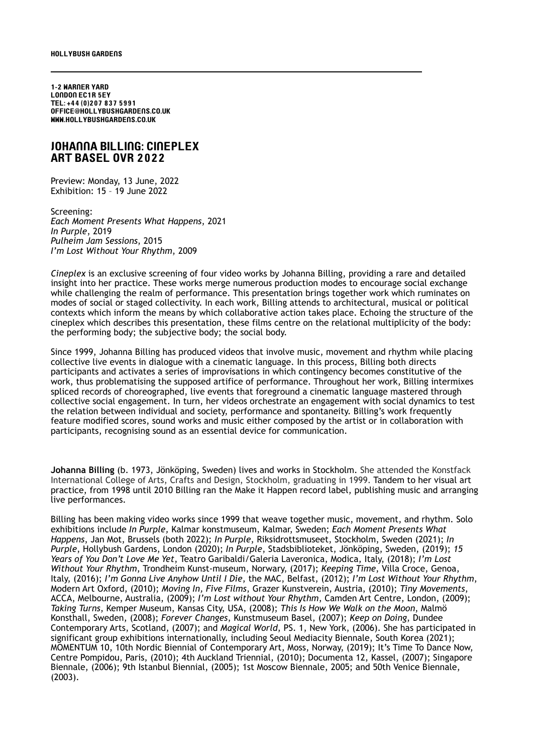HOLLYBUSH GARDENS

1-2 WARNER YARD
LONDON EC1R 5EY
TEL: +44 (0)207 837 5991
OFFICE@HOLLYBUSHGARDENS.CO.UK
WWW.HOLLYBUSHGARDENS.CO.UK

# JOHANNA BILLING: CINEPLEX ART BASEL OVR 2022

Preview: Monday, 13 June, 2022
Exhibition: 15 – 19 June 2022

Screening:
*Each Moment Presents What Happens*, 2021
*In Purple*, 2019
*Pulheim Jam Sessions*, 2015
*I'm Lost Without Your Rhythm*, 2009

*Cineplex* is an exclusive screening of four video works by Johanna Billing, providing a rare and detailed insight into her practice. These works merge numerous production modes to encourage social exchange while challenging the realm of performance. This presentation brings together work which ruminates on modes of social or staged collectivity. In each work, Billing attends to architectural, musical or political contexts which inform the means by which collaborative action takes place. Echoing the structure of the cineplex which describes this presentation, these films centre on the relational multiplicity of the body: the performing body; the subjective body; the social body.

Since 1999, Johanna Billing has produced videos that involve music, movement and rhythm while placing collective live events in dialogue with a cinematic language. In this process, Billing both directs participants and activates a series of improvisations in which contingency becomes constitutive of the work, thus problematising the supposed artifice of performance. Throughout her work, Billing intermixes spliced records of choreographed, live events that foreground a cinematic language mastered through collective social engagement. In turn, her videos orchestrate an engagement with social dynamics to test the relation between individual and society, performance and spontaneity. Billing's work frequently feature modified scores, sound works and music either composed by the artist or in collaboration with participants, recognising sound as an essential device for communication.

**Johanna Billing** (b. 1973, Jönköping, Sweden) lives and works in Stockholm. She attended the Konstfack International College of Arts, Crafts and Design, Stockholm, graduating in 1999. Tandem to her visual art practice, from 1998 until 2010 Billing ran the Make it Happen record label, publishing music and arranging live performances.

Billing has been making video works since 1999 that weave together music, movement, and rhythm. Solo exhibitions include *In Purple,* Kalmar konstmuseum, Kalmar, Sweden; *Each Moment Presents What Happens*, Jan Mot, Brussels (both 2022); *In Purple*, Riksidrottsmuseet, Stockholm, Sweden (2021); *In Purple*, Hollybush Gardens, London (2020); *In Purple*, Stadsbiblioteket, Jönköping, Sweden, (2019); *15 Years of You Don't Love Me Yet*, Teatro Garibaldi/Galeria Laveronica, Modica, Italy, (2018); *I'm Lost Without Your Rhythm*, Trondheim Kunst-museum, Norway, (2017); *Keeping Time*, Villa Croce, Genoa, Italy, (2016); *I'm Gonna Live Anyhow Until I Die*, the MAC, Belfast, (2012); *I'm Lost Without Your Rhythm*, Modern Art Oxford, (2010); *Moving In, Five Films*, Grazer Kunstverein, Austria, (2010); *Tiny Movements*, ACCA, Melbourne, Australia, (2009); *I'm Lost without Your Rhythm*, Camden Art Centre, London, (2009); *Taking Turns*, Kemper Museum, Kansas City, USA, (2008); *This Is How We Walk on the Moon*, Malmö Konsthall, Sweden, (2008); *Forever Changes*, Kunstmuseum Basel, (2007); *Keep on Doing*, Dundee Contemporary Arts, Scotland, (2007); and *Magical World,* PS. 1, New York, (2006). She has participated in significant group exhibitions internationally, including Seoul Mediacity Biennale, South Korea (2021); MOMENTUM 10, 10th Nordic Biennial of Contemporary Art, Moss, Norway, (2019); It's Time To Dance Now, Centre Pompidou, Paris, (2010); 4th Auckland Triennial, (2010); Documenta 12, Kassel, (2007); Singapore Biennale, (2006); 9th Istanbul Biennial, (2005); 1st Moscow Biennale, 2005; and 50th Venice Biennale, (2003).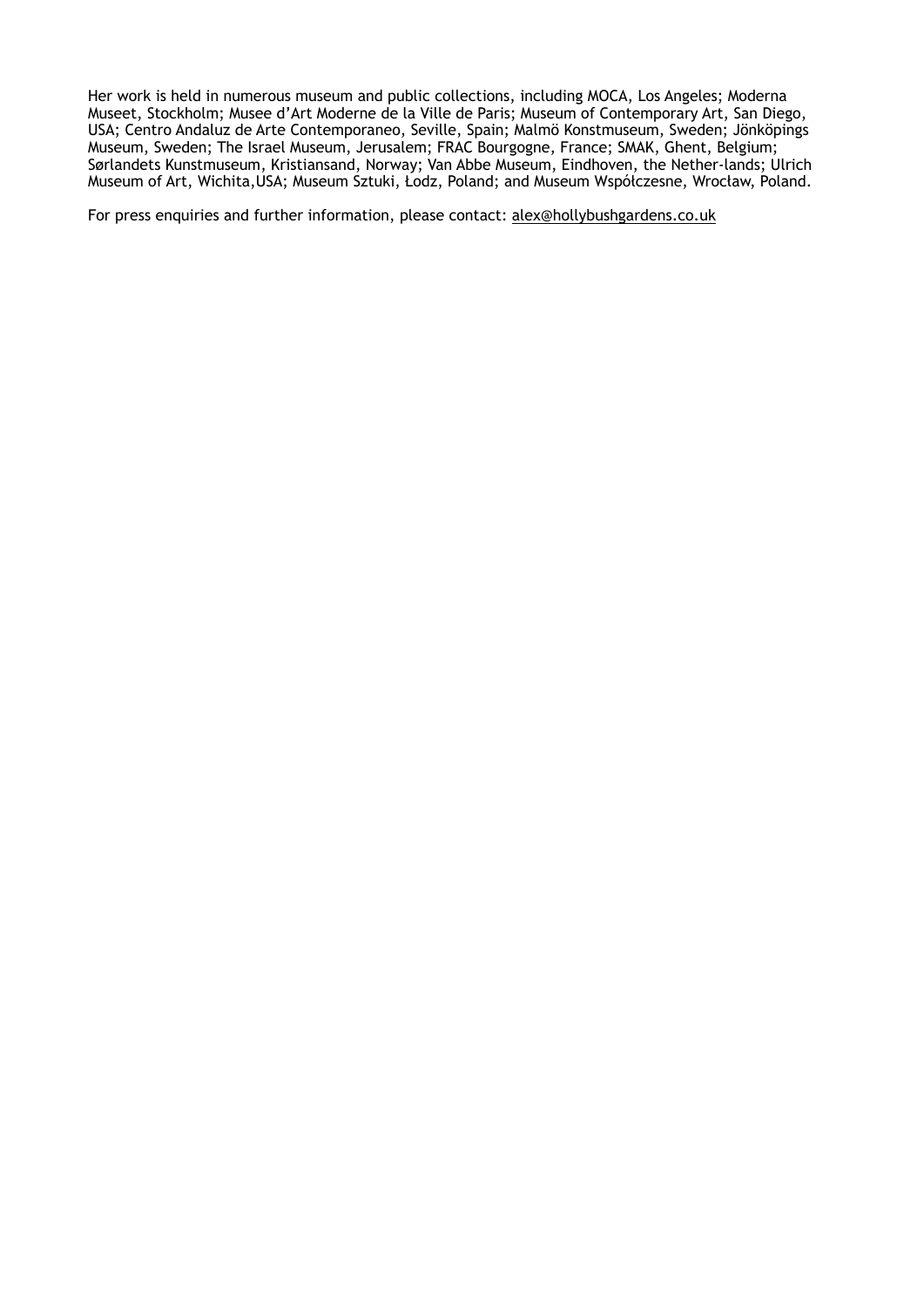Her work is held in numerous museum and public collections, including MOCA, Los Angeles; Moderna Museet, Stockholm; Musee d'Art Moderne de la Ville de Paris; Museum of Contemporary Art, San Diego, USA; Centro Andaluz de Arte Contemporaneo, Seville, Spain; Malmö Konstmuseum, Sweden; Jönköpings Museum, Sweden; The Israel Museum, Jerusalem; FRAC Bourgogne, France; SMAK, Ghent, Belgium; Sørlandets Kunstmuseum, Kristiansand, Norway; Van Abbe Museum, Eindhoven, the Nether-lands; Ulrich Museum of Art, Wichita,USA; Museum Sztuki, Łodz, Poland; and Museum Współczesne, Wrocław, Poland.

For press enquiries and further information, please contact: alex@hollybushgardens.co.uk